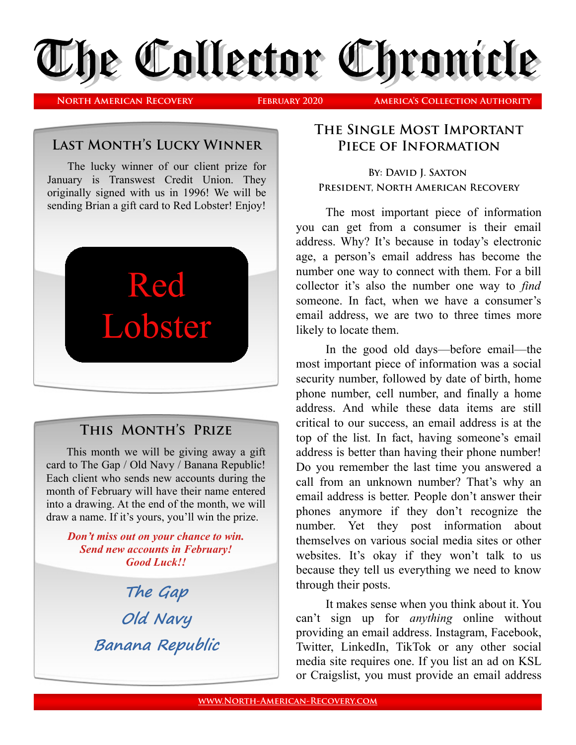# The Collector Chronicle

North American Recovery | February 2020 | America's Collection Authority

## Last Month's Lucky Winner

The lucky winner of our client prize for January is Transwest Credit Union. They originally signed with us in 1996! We will be sending Brian a gift card to Red Lobster! Enjoy!

Red Lobster

## This Month's Prize

This month we will be giving away a gift card to The Gap / Old Navy / Banana Republic! Each client who sends new accounts during the month of February will have their name entered into a drawing. At the end of the month, we will draw a name. If it's yours, you'll win the prize.

***Don't miss out on your chance to win. Send new accounts in February! Good Luck!!***

The Gap

Old Navy

Banana Republic

## The Single Most Important Piece of Information

By: David J. Saxton
President, North American Recovery

The most important piece of information you can get from a consumer is their email address. Why? It's because in today's electronic age, a person's email address has become the number one way to connect with them. For a bill collector it's also the number one way to *find* someone. In fact, when we have a consumer's email address, we are two to three times more likely to locate them.

In the good old days—before email—the most important piece of information was a social security number, followed by date of birth, home phone number, cell number, and finally a home address. And while these data items are still critical to our success, an email address is at the top of the list. In fact, having someone's email address is better than having their phone number! Do you remember the last time you answered a call from an unknown number? That's why an email address is better. People don't answer their phones anymore if they don't recognize the number. Yet they post information about themselves on various social media sites or other websites. It's okay if they won't talk to us because they tell us everything we need to know through their posts.

It makes sense when you think about it. You can't sign up for *anything* online without providing an email address. Instagram, Facebook, Twitter, LinkedIn, TikTok or any other social media site requires one. If you list an ad on KSL or Craigslist, you must provide an email address

www.North-American-Recovery.com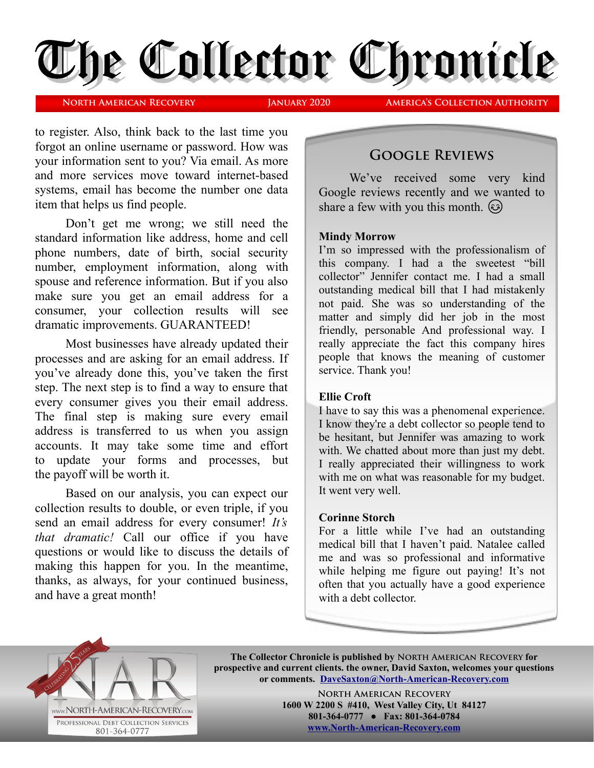to register. Also, think back to the last time you forgot an online username or password. How was your information sent to you? Via email. As more and more services move toward internet-based systems, email has become the number one data item that helps us find people.

Don't get me wrong; we still need the standard information like address, home and cell phone numbers, date of birth, social security number, employment information, along with spouse and reference information. But if you also make sure you get an email address for a consumer, your collection results will see dramatic improvements. GUARANTEED!

Most businesses have already updated their processes and are asking for an email address. If you've already done this, you've taken the first step. The next step is to find a way to ensure that every consumer gives you their email address. The final step is making sure every email address is transferred to us when you assign accounts. It may take some time and effort to update your forms and processes, but the payoff will be worth it.

Based on our analysis, you can expect our collection results to double, or even triple, if you send an email address for every consumer! *It's that dramatic!* Call our office if you have questions or would like to discuss the details of making this happen for you. In the meantime, thanks, as always, for your continued business, and have a great month!

## Google Reviews

We've received some very kind Google reviews recently and we wanted to share a few with you this month. 😉

**Mindy Morrow**
I'm so impressed with the professionalism of this company. I had a the sweetest "bill collector" Jennifer contact me. I had a small outstanding medical bill that I had mistakenly not paid. She was so understanding of the matter and simply did her job in the most friendly, personable And professional way. I really appreciate the fact this company hires people that knows the meaning of customer service. Thank you!

**Ellie Croft**
I have to say this was a phenomenal experience. I know they're a debt collector so people tend to be hesitant, but Jennifer was amazing to work with. We chatted about more than just my debt. I really appreciated their willingness to work with me on what was reasonable for my budget. It went very well.

**Corinne Storch**
For a little while I've had an outstanding medical bill that I haven't paid. Natalee called me and was so professional and informative while helping me figure out paying! It's not often that you actually have a good experience with a debt collector.

---

Celebrating 25 Years
NAR
www.NORTH-AMERICAN-RECOVERY.com
Professional Debt Collection Services
801-364-0777

**The Collector Chronicle is published by** North American Recovery **for prospective and current clients. the owner, David Saxton, welcomes your questions or comments. DaveSaxton@North-American-Recovery.com**

North American Recovery
**1600 W 2200 S #410, West Valley City, Ut 84127**
**801-364-0777 • Fax: 801-364-0784**
**www.North-American-Recovery.com**